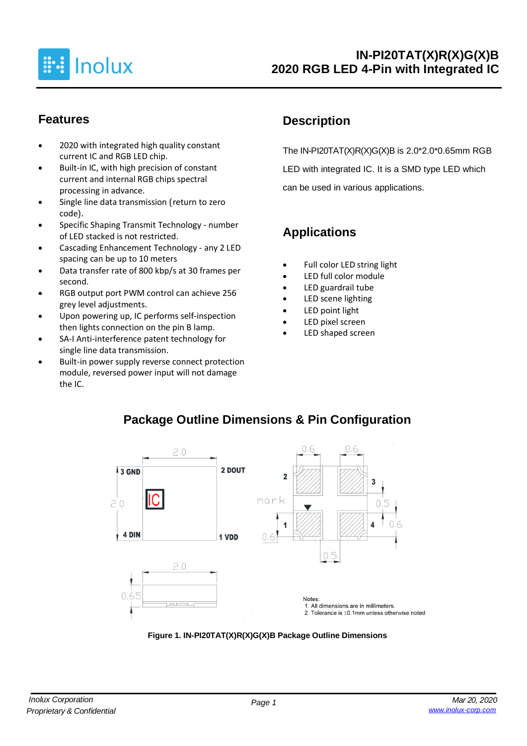# IN-PI20TAT(X)R(X)G(X)B

## 2020 RGB LED 4-Pin with Integrated IC

## Features

- 2020 with integrated high quality constant current IC and RGB LED chip.
- Built-in IC, with high precision of constant current and internal RGB chips spectral processing in advance.
- Single line data transmission (return to zero code).
- Specific Shaping Transmit Technology - number of LED stacked is not restricted.
- Cascading Enhancement Technology - any 2 LED spacing can be up to 10 meters
- Data transfer rate of 800 kbp/s at 30 frames per second.
- RGB output port PWM control can achieve 256 grey level adjustments.
- Upon powering up, IC performs self-inspection then lights connection on the pin B lamp.
- SA-I Anti-interference patent technology for single line data transmission.
- Built-in power supply reverse connect protection module, reversed power input will not damage the IC.

## Description

The IN-PI20TAT(X)R(X)G(X)B is 2.0*2.0*0.65mm RGB LED with integrated IC. It is a SMD type LED which can be used in various applications.

## Applications

- Full color LED string light
- LED full color module
- LED guardrail tube
- LED scene lighting
- LED point light
- LED pixel screen
- LED shaped screen

## Package Outline Dimensions & Pin Configuration

Notes:
1. All dimensions are in millimeters.
2. Tolerance is ±0.1mm unless otherwise noted

**Figure 1. IN-PI20TAT(X)R(X)G(X)B Package Outline Dimensions**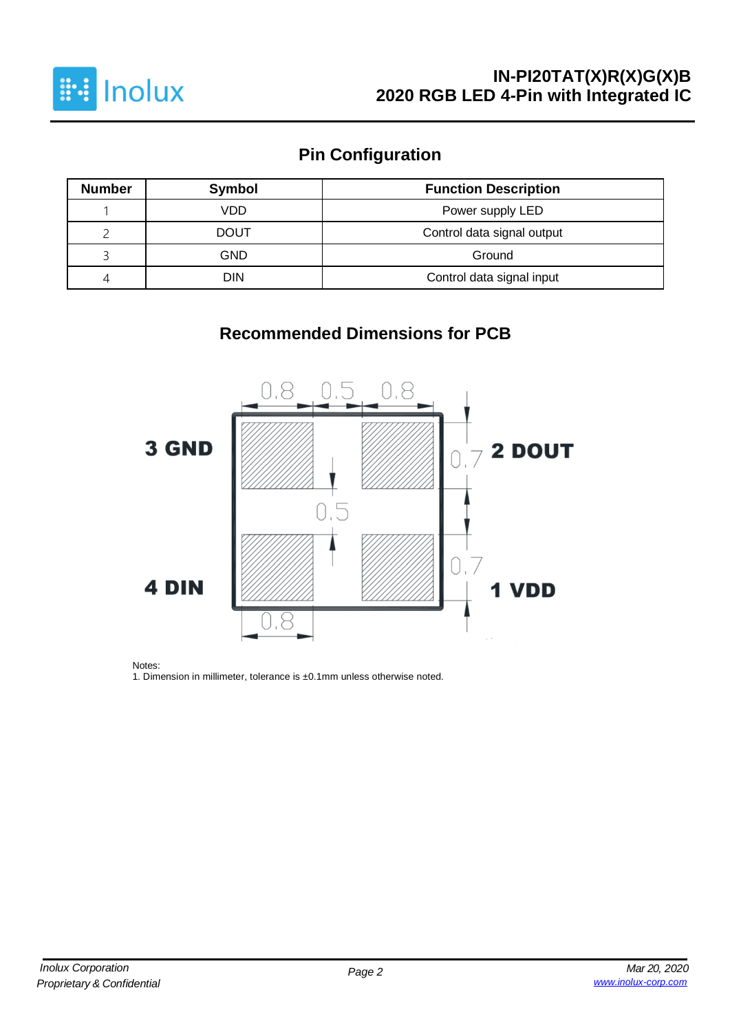## Pin Configuration

| Number | Symbol | Function Description |
|---|---|---|
| 1 | VDD | Power supply LED |
| 2 | DOUT | Control data signal output |
| 3 | GND | Ground |
| 4 | DIN | Control data signal input |

## Recommended Dimensions for PCB

3 GND

2 DOUT

4 DIN

1 VDD

0.8 0.5 0.8

0.7

0.5

0.7

0.8

Notes:
1. Dimension in millimeter, tolerance is ±0.1mm unless otherwise noted.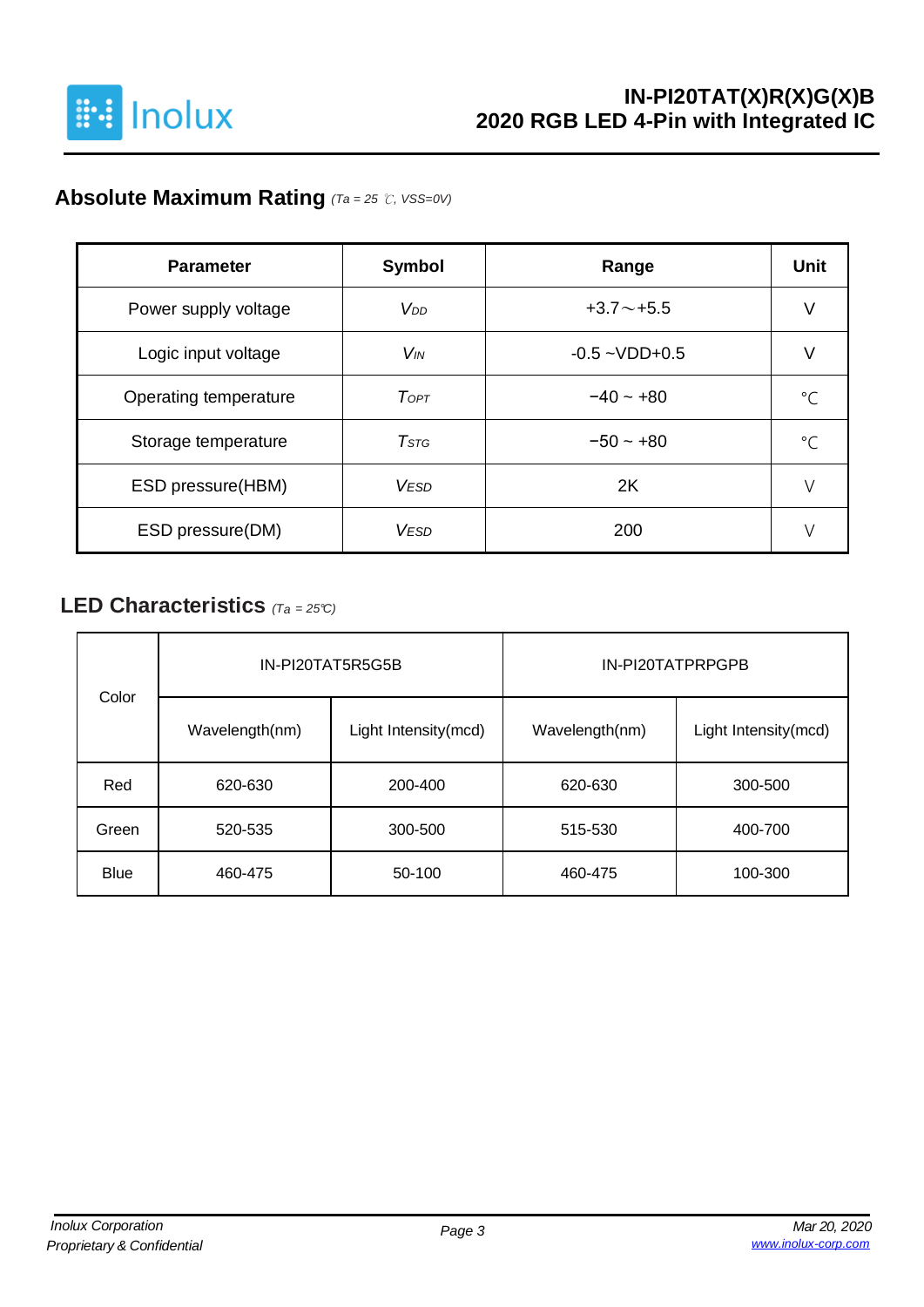## Absolute Maximum Rating *(Ta = 25 ℃, VSS=0V)*

| Parameter | Symbol | Range | Unit |
|---|---|---|---|
| Power supply voltage | $V_{DD}$ | +3.7～+5.5 | V |
| Logic input voltage | $V_{IN}$ | -0.5 ~VDD+0.5 | V |
| Operating temperature | $T_{OPT}$ | −40 ~ +80 | ℃ |
| Storage temperature | $T_{STG}$ | −50 ~ +80 | ℃ |
| ESD pressure(HBM) | $V_{ESD}$ | 2K | V |
| ESD pressure(DM) | $V_{ESD}$ | 200 | V |

## LED Characteristics *(Ta = 25℃)*

| Color | IN-PI20TAT5R5G5B | | IN-PI20TATPRPGPB | |
|---|---|---|---|---|
| | Wavelength(nm) | Light Intensity(mcd) | Wavelength(nm) | Light Intensity(mcd) |
| Red | 620-630 | 200-400 | 620-630 | 300-500 |
| Green | 520-535 | 300-500 | 515-530 | 400-700 |
| Blue | 460-475 | 50-100 | 460-475 | 100-300 |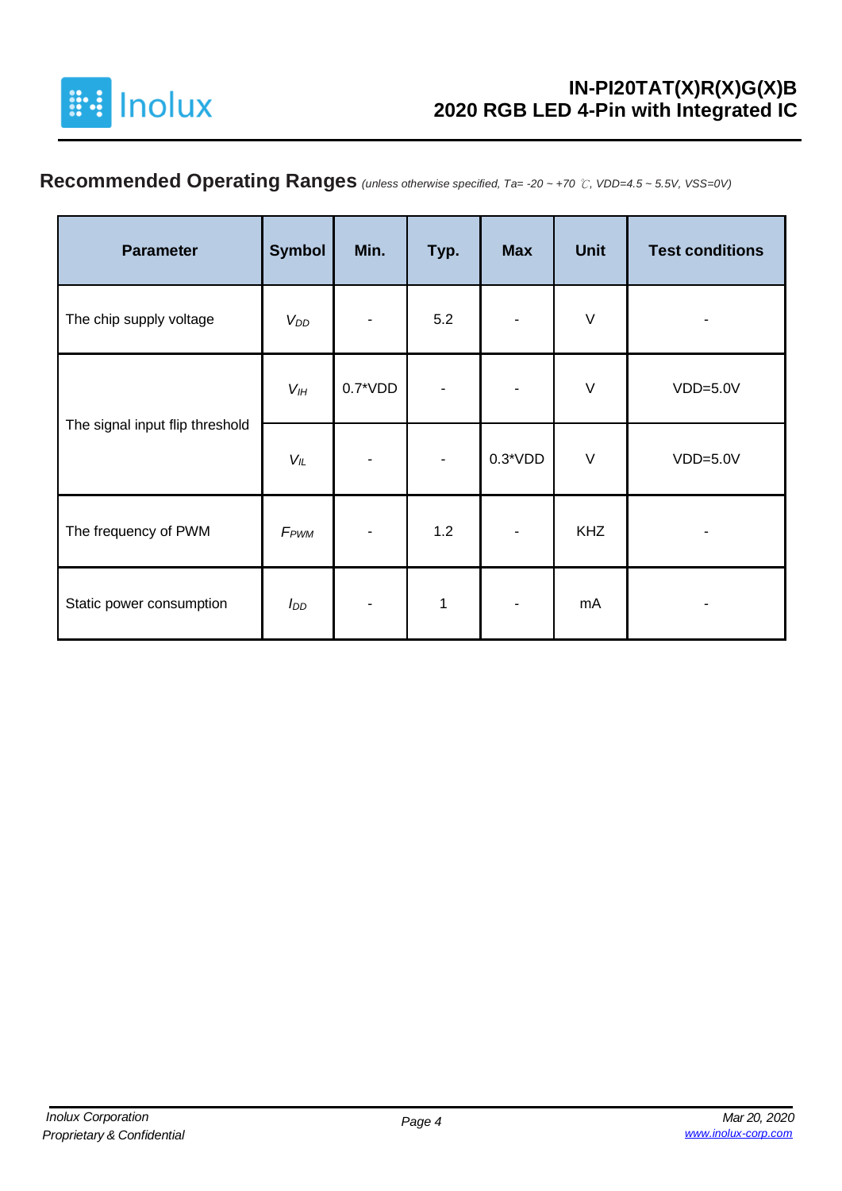## Recommended Operating Ranges *(unless otherwise specified, Ta= -20 ~ +70 ℃, VDD=4.5 ~ 5.5V, VSS=0V)*

| Parameter | Symbol | Min. | Typ. | Max | Unit | Test conditions |
|---|---|---|---|---|---|---|
| The chip supply voltage | $V_{DD}$ | - | 5.2 | - | V | - |
| The signal input flip threshold | $V_{IH}$ | 0.7*VDD | - | - | V | VDD=5.0V |
| | $V_{IL}$ | - | - | 0.3*VDD | V | VDD=5.0V |
| The frequency of PWM | $F_{PWM}$ | - | 1.2 | - | KHZ | - |
| Static power consumption | $I_{DD}$ | - | 1 | - | mA | - |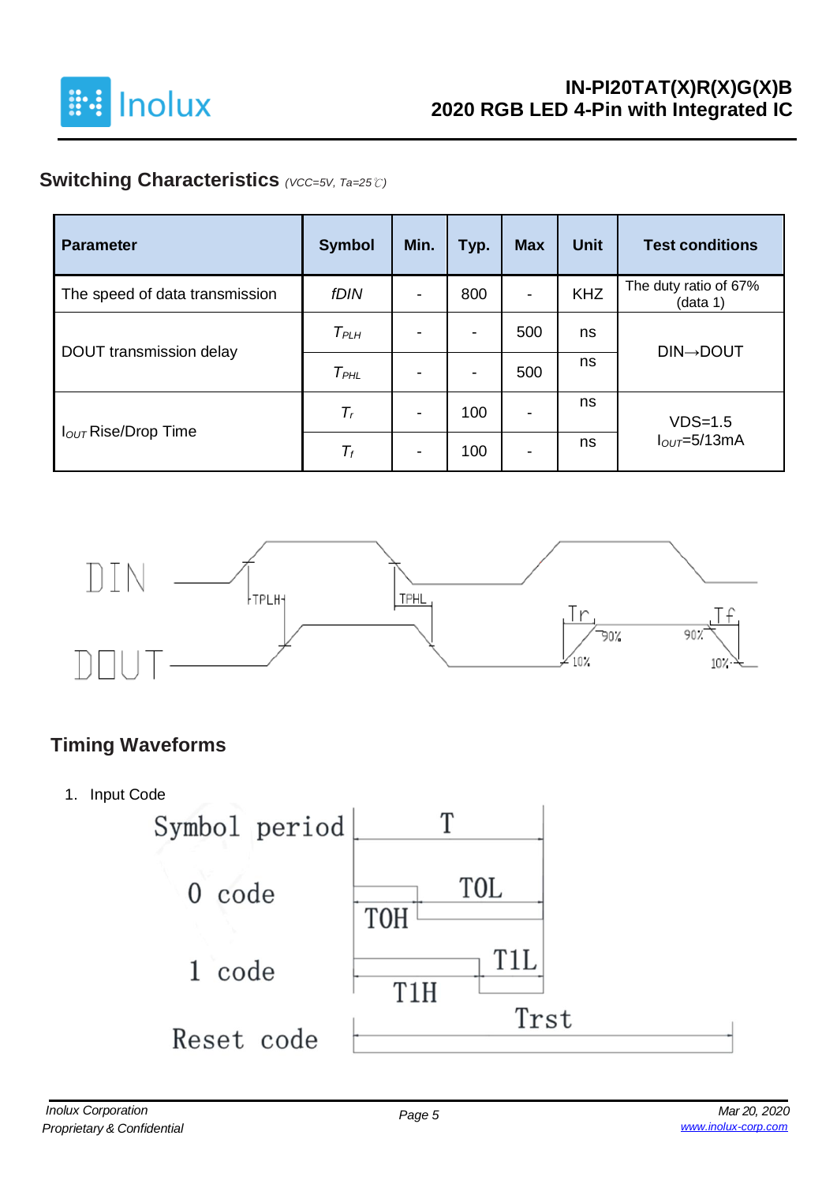## Switching Characteristics *(VCC=5V, Ta=25℃)*

| Parameter | Symbol | Min. | Typ. | Max | Unit | Test conditions |
|---|---|---|---|---|---|---|
| The speed of data transmission | *fDIN* | - | 800 | - | KHZ | The duty ratio of 67% (data 1) |
| DOUT transmission delay | $T_{PLH}$ | - | - | 500 | ns | DIN→DOUT |
| | $T_{PHL}$ | - | - | 500 | ns | |
| $I_{OUT}$ Rise/Drop Time | $T_r$ | - | 100 | - | ns | VDS=1.5 $I_{OUT}$=5/13mA |
| | $T_f$ | - | 100 | - | ns | |

## Timing Waveforms

1. Input Code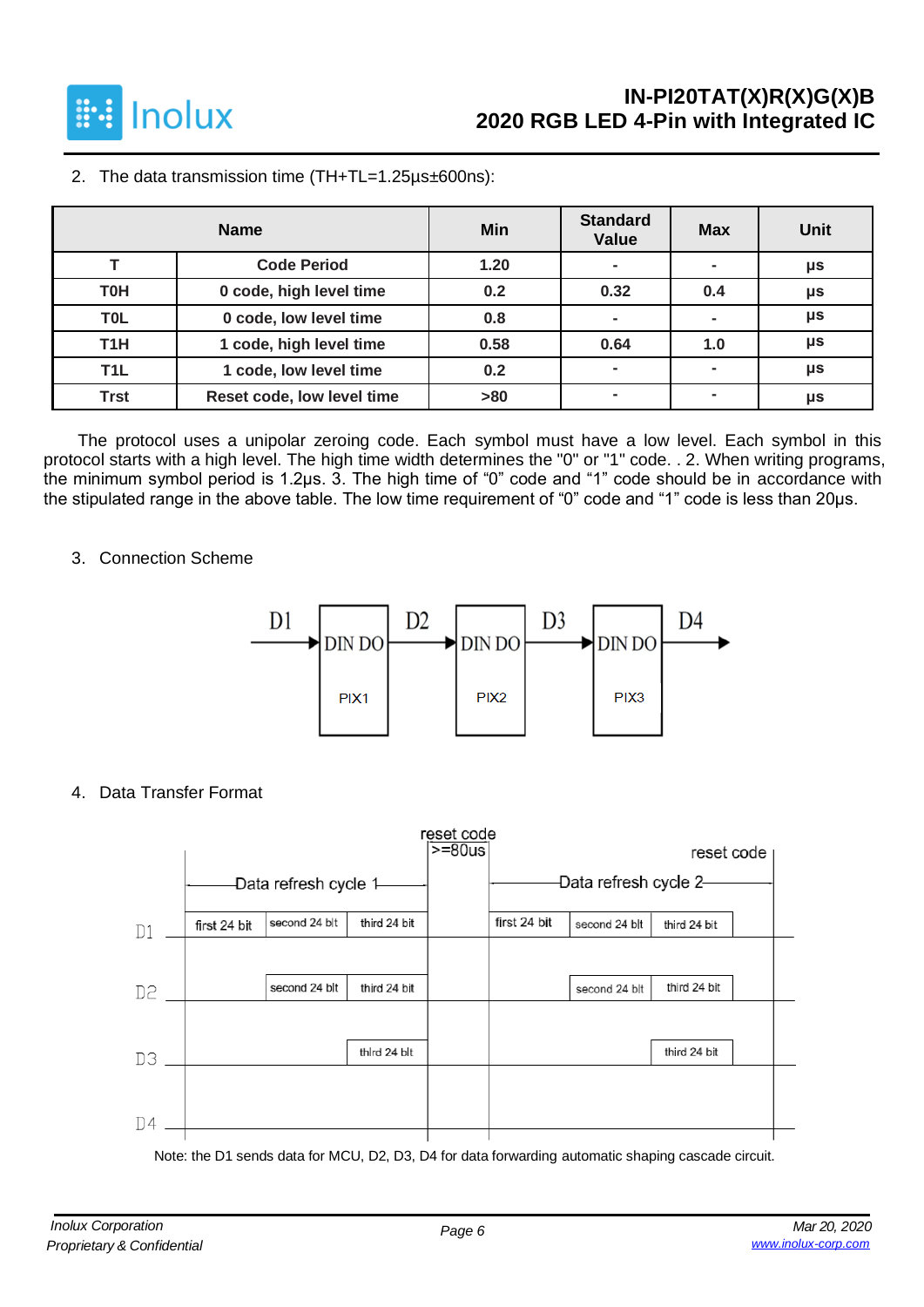2. The data transmission time (TH+TL=1.25μs±600ns):

| Name | | Min | Standard Value | Max | Unit |
|---|---|---|---|---|---|
| T | Code Period | 1.20 | - | - | μs |
| T0H | 0 code, high level time | 0.2 | 0.32 | 0.4 | μs |
| T0L | 0 code, low level time | 0.8 | - | - | μs |
| T1H | 1 code, high level time | 0.58 | 0.64 | 1.0 | μs |
| T1L | 1 code, low level time | 0.2 | - | - | μs |
| Trst | Reset code, low level time | >80 | - | - | μs |

The protocol uses a unipolar zeroing code. Each symbol must have a low level. Each symbol in this protocol starts with a high level. The high time width determines the "0" or "1" code. . 2. When writing programs, the minimum symbol period is 1.2μs. 3. The high time of "0" code and "1" code should be in accordance with the stipulated range in the above table. The low time requirement of "0" code and "1" code is less than 20μs.

3. Connection Scheme

D1 → DIN DO PIX1 → D2 → DIN DO PIX2 → D3 → DIN DO PIX3 → D4

4. Data Transfer Format

| | Data refresh cycle 1 | | | reset code >=80us | Data refresh cycle 2 | | | reset code |
|---|---|---|---|---|---|---|---|---|
| D1 | first 24 bit | second 24 bit | third 24 bit | | first 24 bit | second 24 bit | third 24 bit | |
| D2 | | second 24 bit | third 24 bit | | | second 24 bit | third 24 bit | |
| D3 | | | third 24 bit | | | | third 24 bit | |
| D4 | | | | | | | | |

Note: the D1 sends data for MCU, D2, D3, D4 for data forwarding automatic shaping cascade circuit.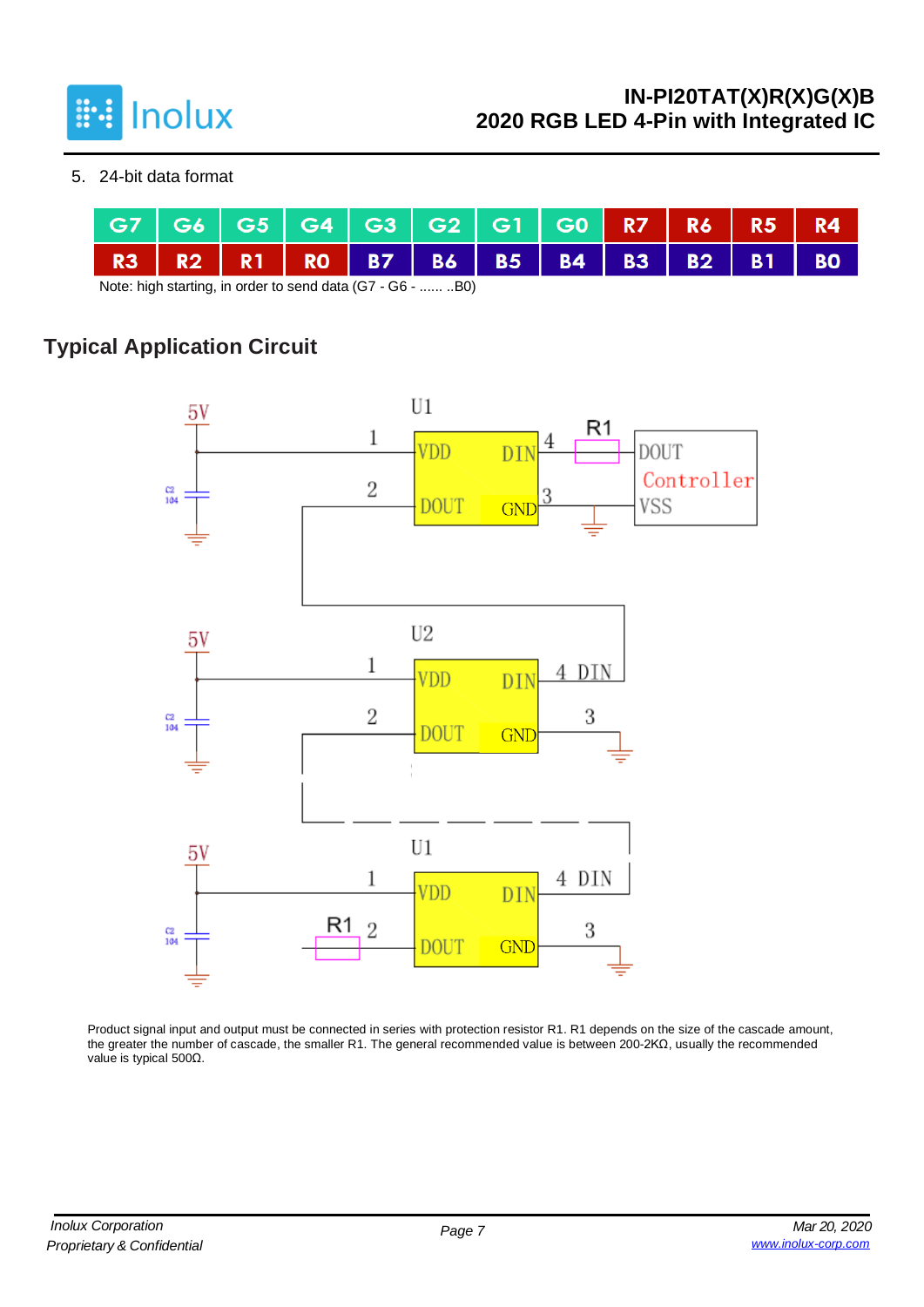5. 24-bit data format

| G7 | G6 | G5 | G4 | G3 | G2 | G1 | G0 | R7 | R6 | R5 | R4 |
|---|---|---|---|---|---|---|---|---|---|---|---|
| R3 | R2 | R1 | R0 | B7 | B6 | B5 | B4 | B3 | B2 | B1 | B0 |

Note: high starting, in order to send data (G7 - G6 - ...... ..B0)

## Typical Application Circuit

Product signal input and output must be connected in series with protection resistor R1. R1 depends on the size of the cascade amount, the greater the number of cascade, the smaller R1. The general recommended value is between 200-2KΩ, usually the recommended value is typical 500Ω.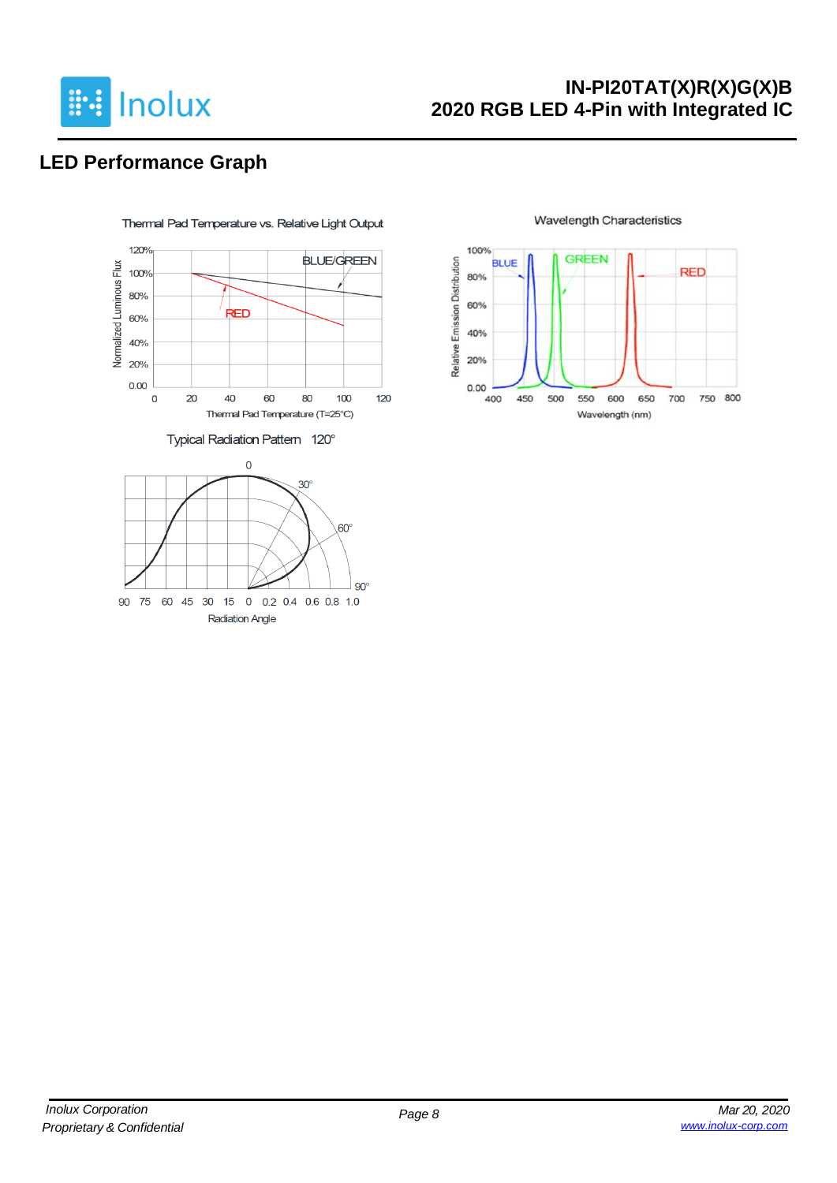## LED Performance Graph

Thermal Pad Temperature vs. Relative Light Output

Wavelength Characteristics

Typical Radiation Pattern 120°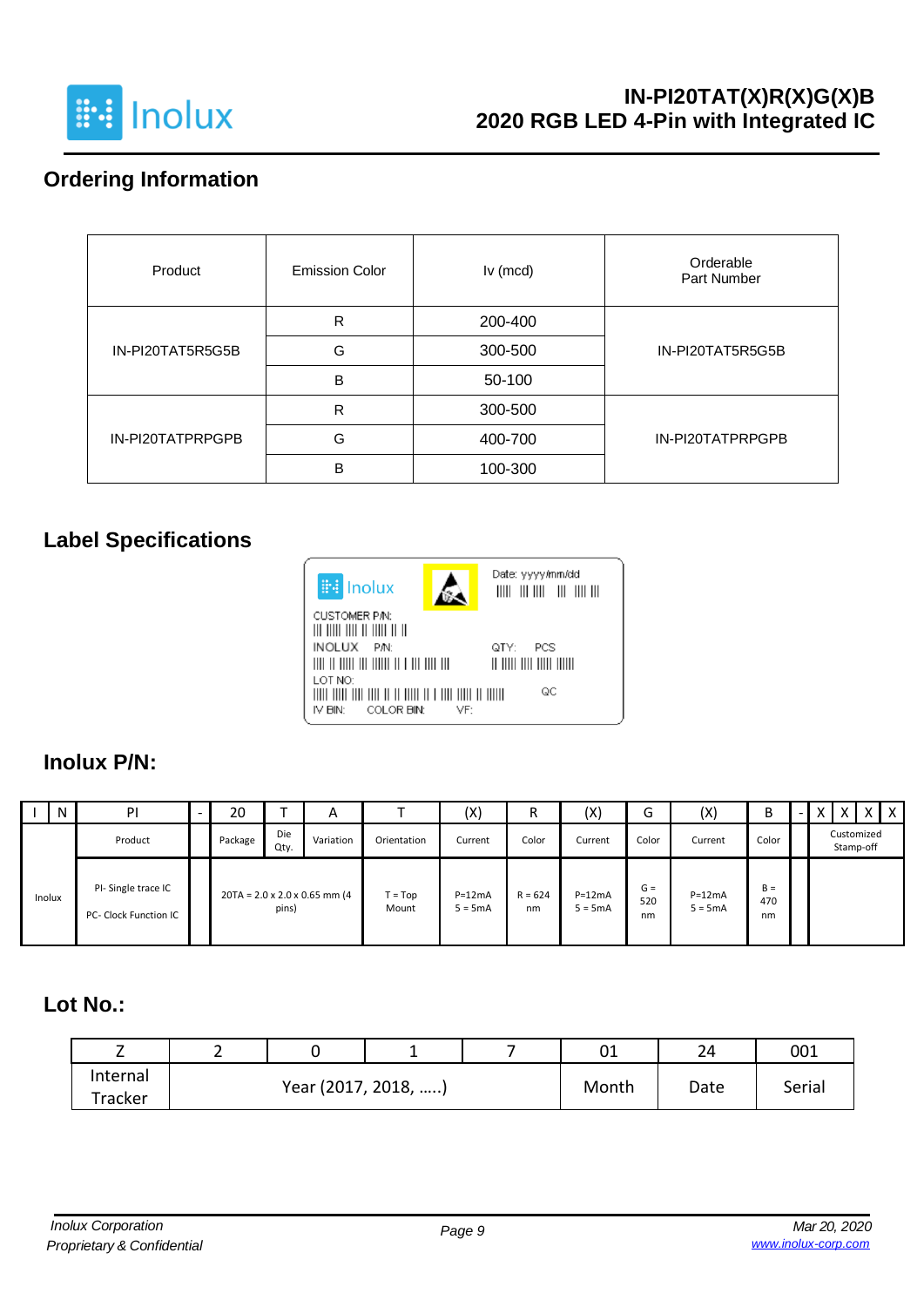## Ordering Information

| Product | Emission Color | Iv (mcd) | Orderable Part Number |
|---|---|---|---|
| IN-PI20TAT5R5G5B | R | 200-400 | IN-PI20TAT5R5G5B |
| | G | 300-500 | |
| | B | 50-100 | |
| IN-PI20TATPRPGPB | R | 300-500 | IN-PI20TATPRPGPB |
| | G | 400-700 | |
| | B | 100-300 | |

## Label Specifications

Inolux

Date: yyyy/mm/dd

CUSTOMER P/N:

INOLUX P/N:

QTY: PCS

LOT NO:

QC

IV BIN: COLOR BIN: VF:

## Inolux P/N:

| I | N | PI | - | 20 | T | A | T | (X) | R | (X) | G | (X) | B | - | X | X | X | X |
|---|---|---|---|---|---|---|---|---|---|---|---|---|---|---|---|---|---|---|
| Inolux | | Product | | Package | Die Qty. | Variation | Orientation | Current | Color | Current | Color | Current | Color | | Customized Stamp-off | | | |
| | | PI- Single trace IC<br>PC- Clock Function IC | | 20TA = 2.0 x 2.0 x 0.65 mm (4 pins) | | | T = Top Mount | P=12mA<br>5 = 5mA | R = 624 nm | P=12mA<br>5 = 5mA | G = 520 nm | P=12mA<br>5 = 5mA | B = 470 nm | | | | | |

## Lot No.:

| Z | 2 | 0 | 1 | 7 | 01 | 24 | 001 |
|---|---|---|---|---|---|---|---|
| Internal Tracker | Year (2017, 2018, …..) | | | | Month | Date | Serial |

*Inolux Corporation*
*Proprietary & Confidential*

*Mar 20, 2020*
*www.inolux-corp.com*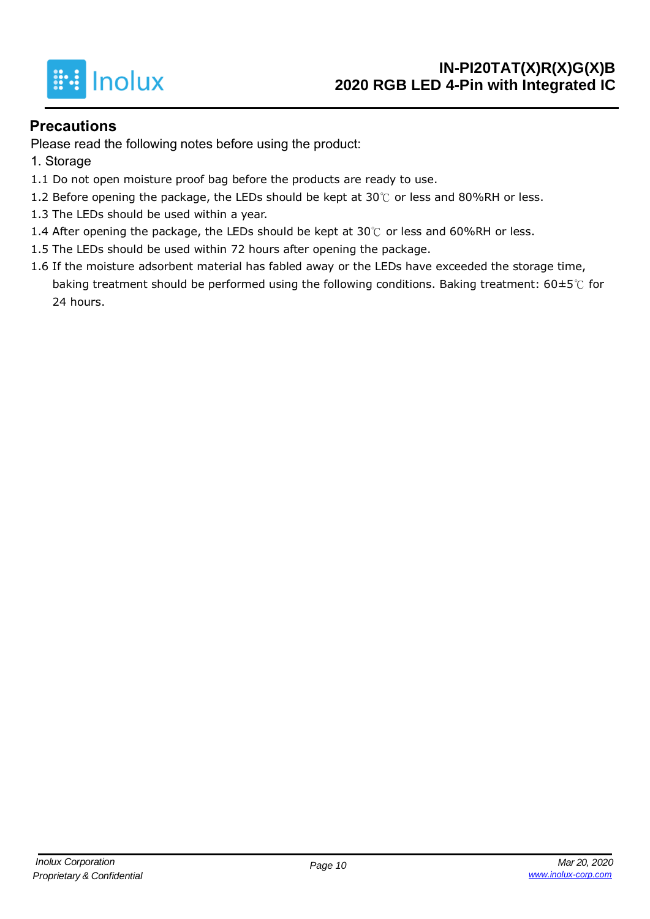## Precautions

Please read the following notes before using the product:

1. Storage

1.1 Do not open moisture proof bag before the products are ready to use.

1.2 Before opening the package, the LEDs should be kept at 30℃ or less and 80%RH or less.

1.3 The LEDs should be used within a year.

1.4 After opening the package, the LEDs should be kept at 30℃ or less and 60%RH or less.

1.5 The LEDs should be used within 72 hours after opening the package.

1.6 If the moisture adsorbent material has fabled away or the LEDs have exceeded the storage time, baking treatment should be performed using the following conditions. Baking treatment: 60±5℃ for 24 hours.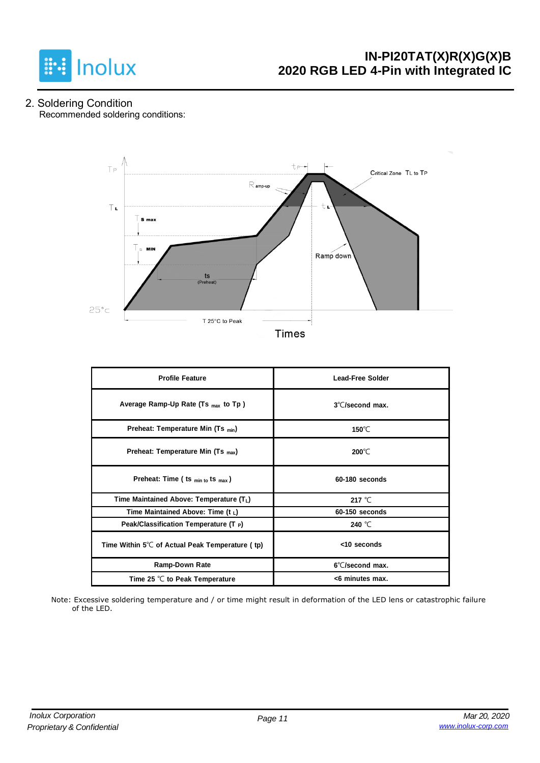## 2. Soldering Condition

Recommended soldering conditions:

| Profile Feature | Lead-Free Solder |
|---|---|
| Average Ramp-Up Rate ($Ts_{max}$ to Tp ) | 3℃/second max. |
| Preheat: Temperature Min ($Ts_{min}$) | 150℃ |
| Preheat: Temperature Min ($Ts_{max}$) | 200℃ |
| Preheat: Time ( $ts_{min\ to}\ ts_{max}$ ) | 60-180 seconds |
| Time Maintained Above: Temperature ($T_L$) | 217 ℃ |
| Time Maintained Above: Time ($t_L$) | 60-150 seconds |
| Peak/Classification Temperature ($T_P$) | 240 ℃ |
| Time Within 5℃ of Actual Peak Temperature ( tp) | <10 seconds |
| Ramp-Down Rate | 6℃/second max. |
| Time 25 ℃ to Peak Temperature | <6 minutes max. |

Note: Excessive soldering temperature and / or time might result in deformation of the LED lens or catastrophic failure of the LED.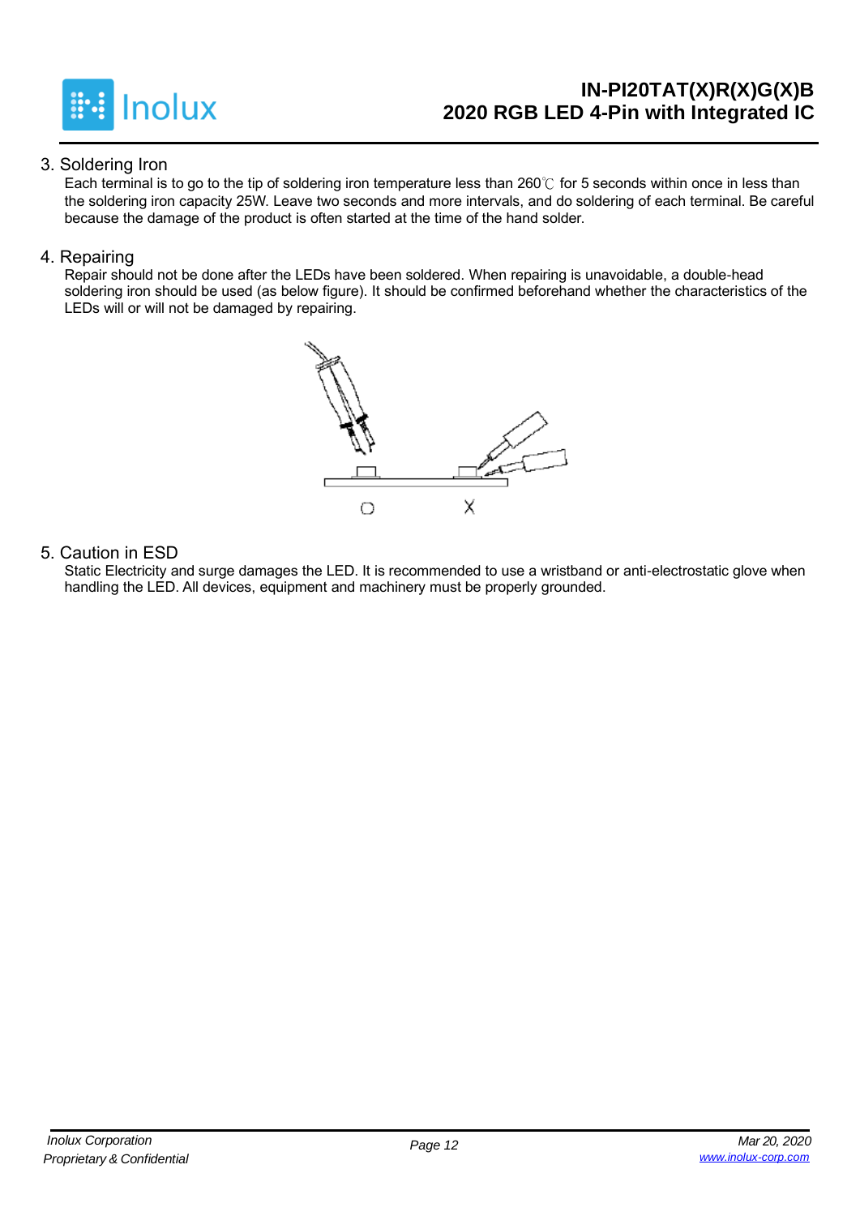## 3. Soldering Iron

Each terminal is to go to the tip of soldering iron temperature less than 260℃ for 5 seconds within once in less than the soldering iron capacity 25W. Leave two seconds and more intervals, and do soldering of each terminal. Be careful because the damage of the product is often started at the time of the hand solder.

## 4. Repairing

Repair should not be done after the LEDs have been soldered. When repairing is unavoidable, a double-head soldering iron should be used (as below figure). It should be confirmed beforehand whether the characteristics of the LEDs will or will not be damaged by repairing.

## 5. Caution in ESD

Static Electricity and surge damages the LED. It is recommended to use a wristband or anti-electrostatic glove when handling the LED. All devices, equipment and machinery must be properly grounded.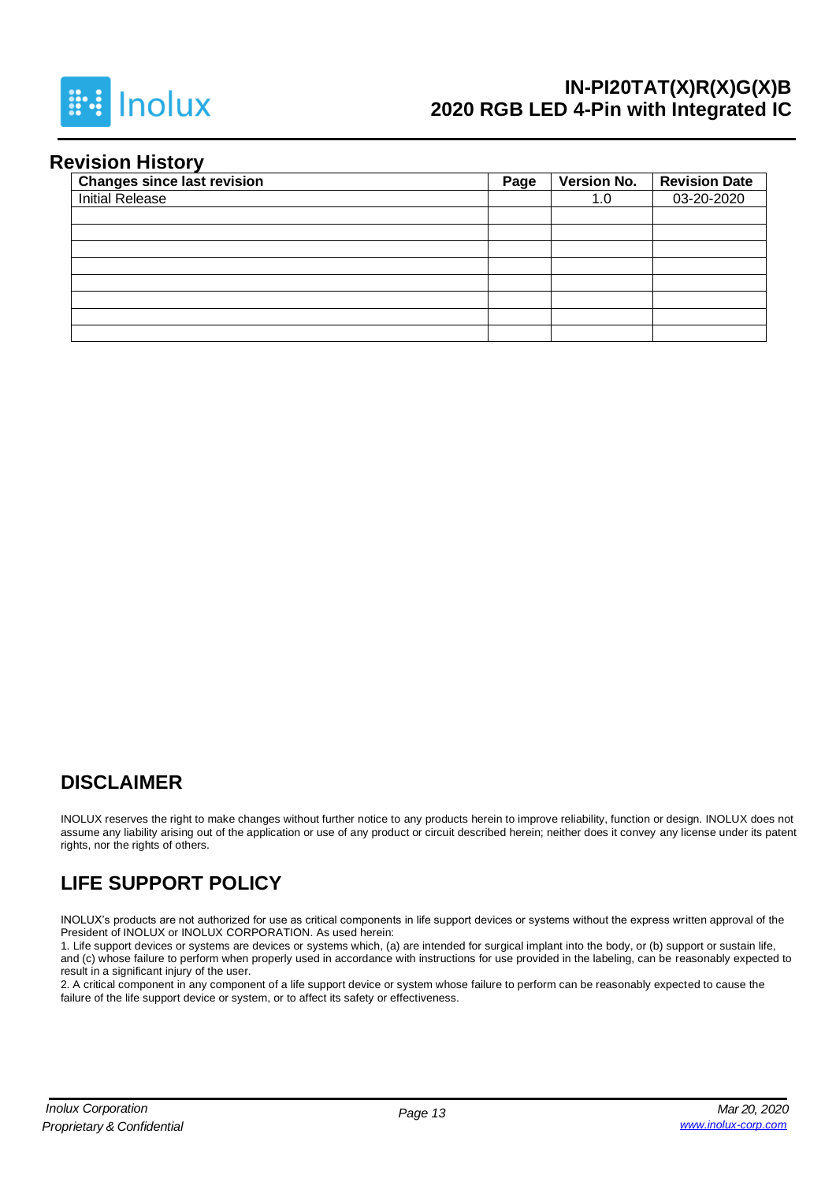## Revision History

| Changes since last revision | Page | Version No. | Revision Date |
|---|---|---|---|
| Initial Release | | 1.0 | 03-20-2020 |
| | | | |
| | | | |
| | | | |
| | | | |
| | | | |
| | | | |
| | | | |
| | | | |

## DISCLAIMER

INOLUX reserves the right to make changes without further notice to any products herein to improve reliability, function or design. INOLUX does not assume any liability arising out of the application or use of any product or circuit described herein; neither does it convey any license under its patent rights, nor the rights of others.

## LIFE SUPPORT POLICY

INOLUX's products are not authorized for use as critical components in life support devices or systems without the express written approval of the President of INOLUX or INOLUX CORPORATION. As used herein:

1. Life support devices or systems are devices or systems which, (a) are intended for surgical implant into the body, or (b) support or sustain life, and (c) whose failure to perform when properly used in accordance with instructions for use provided in the labeling, can be reasonably expected to result in a significant injury of the user.
2. A critical component in any component of a life support device or system whose failure to perform can be reasonably expected to cause the failure of the life support device or system, or to affect its safety or effectiveness.